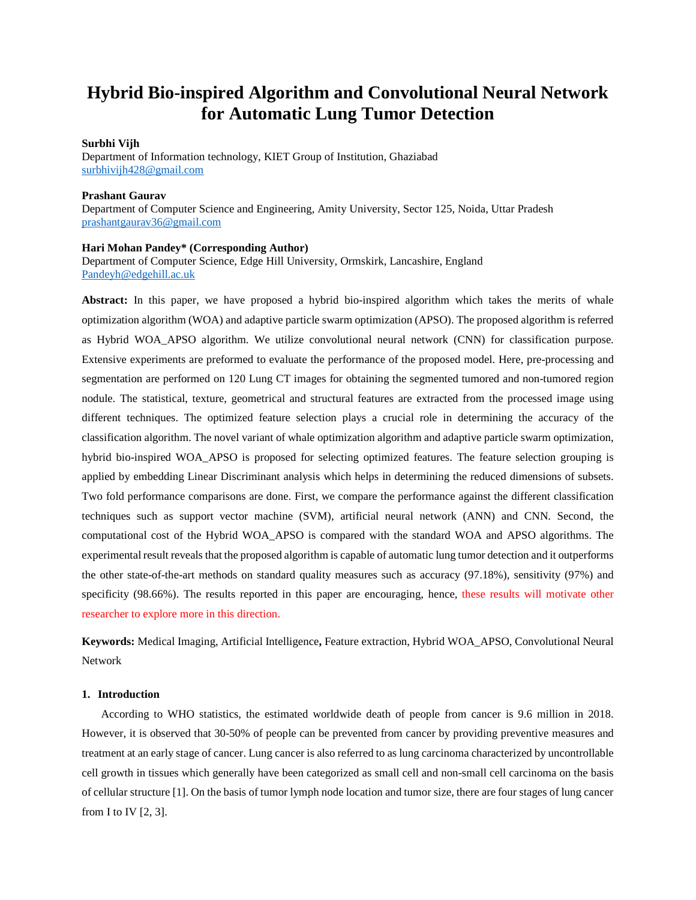# Hybrid Bio-inspired Algorithm and Convolutional Neural Network for Automatic Lung Tumor Detection

**Surbhi Vijh**
Department of Information technology, KIET Group of Institution, Ghaziabad
surbhivijh428@gmail.com

**Prashant Gaurav**
Department of Computer Science and Engineering, Amity University, Sector 125, Noida, Uttar Pradesh
prashantgaurav36@gmail.com

**Hari Mohan Pandey* (Corresponding Author)**
Department of Computer Science, Edge Hill University, Ormskirk, Lancashire, England
Pandeyh@edgehill.ac.uk

**Abstract:** In this paper, we have proposed a hybrid bio-inspired algorithm which takes the merits of whale optimization algorithm (WOA) and adaptive particle swarm optimization (APSO). The proposed algorithm is referred as Hybrid WOA_APSO algorithm. We utilize convolutional neural network (CNN) for classification purpose. Extensive experiments are preformed to evaluate the performance of the proposed model. Here, pre-processing and segmentation are performed on 120 Lung CT images for obtaining the segmented tumored and non-tumored region nodule. The statistical, texture, geometrical and structural features are extracted from the processed image using different techniques. The optimized feature selection plays a crucial role in determining the accuracy of the classification algorithm. The novel variant of whale optimization algorithm and adaptive particle swarm optimization, hybrid bio-inspired WOA_APSO is proposed for selecting optimized features. The feature selection grouping is applied by embedding Linear Discriminant analysis which helps in determining the reduced dimensions of subsets. Two fold performance comparisons are done. First, we compare the performance against the different classification techniques such as support vector machine (SVM), artificial neural network (ANN) and CNN. Second, the computational cost of the Hybrid WOA_APSO is compared with the standard WOA and APSO algorithms. The experimental result reveals that the proposed algorithm is capable of automatic lung tumor detection and it outperforms the other state-of-the-art methods on standard quality measures such as accuracy (97.18%), sensitivity (97%) and specificity (98.66%). The results reported in this paper are encouraging, hence, these results will motivate other researcher to explore more in this direction.

**Keywords:** Medical Imaging, Artificial Intelligence**,** Feature extraction, Hybrid WOA_APSO, Convolutional Neural Network

## 1. Introduction

According to WHO statistics, the estimated worldwide death of people from cancer is 9.6 million in 2018. However, it is observed that 30-50% of people can be prevented from cancer by providing preventive measures and treatment at an early stage of cancer. Lung cancer is also referred to as lung carcinoma characterized by uncontrollable cell growth in tissues which generally have been categorized as small cell and non-small cell carcinoma on the basis of cellular structure [1]. On the basis of tumor lymph node location and tumor size, there are four stages of lung cancer from I to IV [2, 3].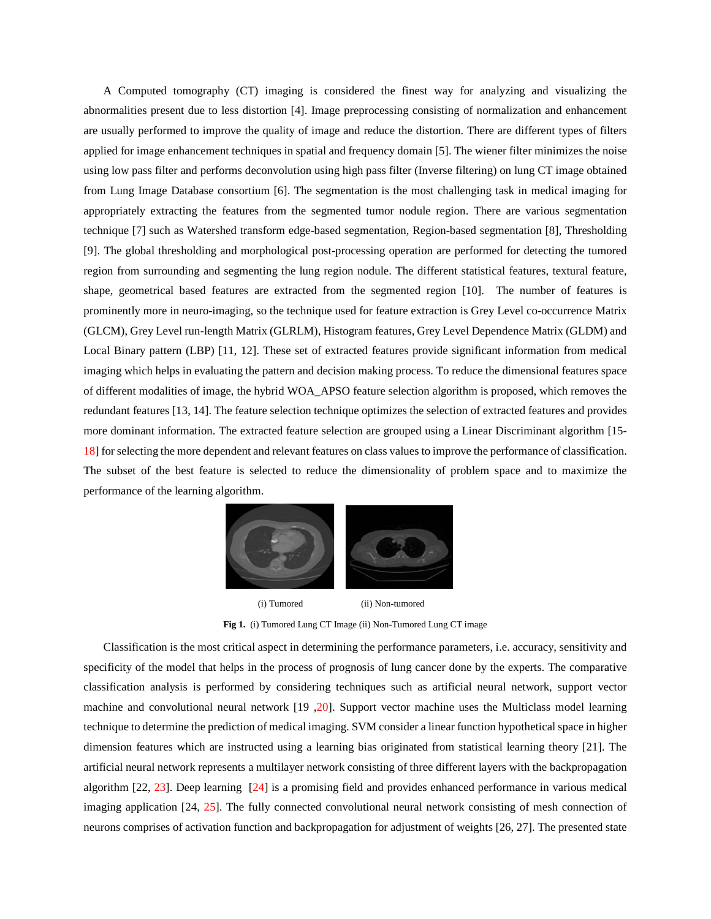A Computed tomography (CT) imaging is considered the finest way for analyzing and visualizing the abnormalities present due to less distortion [4]. Image preprocessing consisting of normalization and enhancement are usually performed to improve the quality of image and reduce the distortion. There are different types of filters applied for image enhancement techniques in spatial and frequency domain [5]. The wiener filter minimizes the noise using low pass filter and performs deconvolution using high pass filter (Inverse filtering) on lung CT image obtained from Lung Image Database consortium [6]. The segmentation is the most challenging task in medical imaging for appropriately extracting the features from the segmented tumor nodule region. There are various segmentation technique [7] such as Watershed transform edge-based segmentation, Region-based segmentation [8], Thresholding [9]. The global thresholding and morphological post-processing operation are performed for detecting the tumored region from surrounding and segmenting the lung region nodule. The different statistical features, textural feature, shape, geometrical based features are extracted from the segmented region [10]. The number of features is prominently more in neuro-imaging, so the technique used for feature extraction is Grey Level co-occurrence Matrix (GLCM), Grey Level run-length Matrix (GLRLM), Histogram features, Grey Level Dependence Matrix (GLDM) and Local Binary pattern (LBP) [11, 12]. These set of extracted features provide significant information from medical imaging which helps in evaluating the pattern and decision making process. To reduce the dimensional features space of different modalities of image, the hybrid WOA_APSO feature selection algorithm is proposed, which removes the redundant features [13, 14]. The feature selection technique optimizes the selection of extracted features and provides more dominant information. The extracted feature selection are grouped using a Linear Discriminant algorithm [15-18] for selecting the more dependent and relevant features on class values to improve the performance of classification. The subset of the best feature is selected to reduce the dimensionality of problem space and to maximize the performance of the learning algorithm.

(i) Tumored (ii) Non-tumored

**Fig 1.** (i) Tumored Lung CT Image (ii) Non-Tumored Lung CT image

Classification is the most critical aspect in determining the performance parameters, i.e. accuracy, sensitivity and specificity of the model that helps in the process of prognosis of lung cancer done by the experts. The comparative classification analysis is performed by considering techniques such as artificial neural network, support vector machine and convolutional neural network [19 ,20]. Support vector machine uses the Multiclass model learning technique to determine the prediction of medical imaging. SVM consider a linear function hypothetical space in higher dimension features which are instructed using a learning bias originated from statistical learning theory [21]. The artificial neural network represents a multilayer network consisting of three different layers with the backpropagation algorithm [22, 23]. Deep learning [24] is a promising field and provides enhanced performance in various medical imaging application [24, 25]. The fully connected convolutional neural network consisting of mesh connection of neurons comprises of activation function and backpropagation for adjustment of weights [26, 27]. The presented state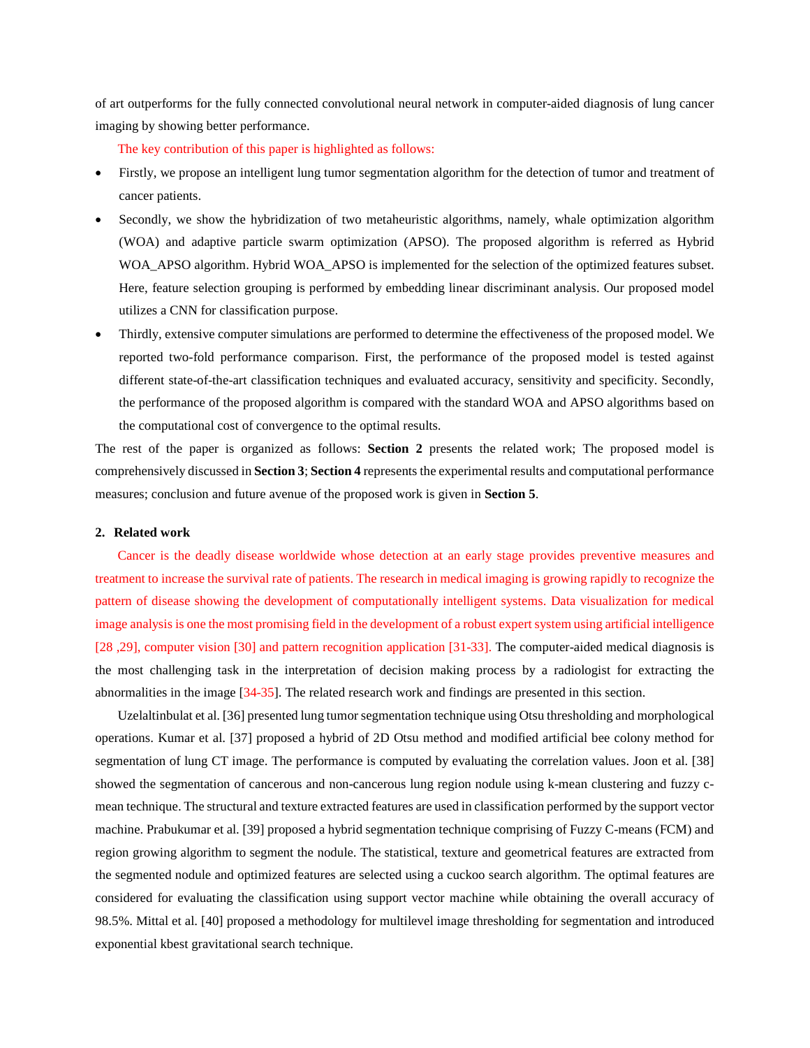of art outperforms for the fully connected convolutional neural network in computer-aided diagnosis of lung cancer imaging by showing better performance.

The key contribution of this paper is highlighted as follows:

- Firstly, we propose an intelligent lung tumor segmentation algorithm for the detection of tumor and treatment of cancer patients.
- Secondly, we show the hybridization of two metaheuristic algorithms, namely, whale optimization algorithm (WOA) and adaptive particle swarm optimization (APSO). The proposed algorithm is referred as Hybrid WOA_APSO algorithm. Hybrid WOA_APSO is implemented for the selection of the optimized features subset. Here, feature selection grouping is performed by embedding linear discriminant analysis. Our proposed model utilizes a CNN for classification purpose.
- Thirdly, extensive computer simulations are performed to determine the effectiveness of the proposed model. We reported two-fold performance comparison. First, the performance of the proposed model is tested against different state-of-the-art classification techniques and evaluated accuracy, sensitivity and specificity. Secondly, the performance of the proposed algorithm is compared with the standard WOA and APSO algorithms based on the computational cost of convergence to the optimal results.

The rest of the paper is organized as follows: **Section 2** presents the related work; The proposed model is comprehensively discussed in **Section 3**; **Section 4** represents the experimental results and computational performance measures; conclusion and future avenue of the proposed work is given in **Section 5**.

## 2. Related work

Cancer is the deadly disease worldwide whose detection at an early stage provides preventive measures and treatment to increase the survival rate of patients. The research in medical imaging is growing rapidly to recognize the pattern of disease showing the development of computationally intelligent systems. Data visualization for medical image analysis is one the most promising field in the development of a robust expert system using artificial intelligence [28 ,29], computer vision [30] and pattern recognition application [31-33]. The computer-aided medical diagnosis is the most challenging task in the interpretation of decision making process by a radiologist for extracting the abnormalities in the image [34-35]. The related research work and findings are presented in this section.

Uzelaltinbulat et al. [36] presented lung tumor segmentation technique using Otsu thresholding and morphological operations. Kumar et al. [37] proposed a hybrid of 2D Otsu method and modified artificial bee colony method for segmentation of lung CT image. The performance is computed by evaluating the correlation values. Joon et al. [38] showed the segmentation of cancerous and non-cancerous lung region nodule using k-mean clustering and fuzzy c-mean technique. The structural and texture extracted features are used in classification performed by the support vector machine. Prabukumar et al. [39] proposed a hybrid segmentation technique comprising of Fuzzy C-means (FCM) and region growing algorithm to segment the nodule. The statistical, texture and geometrical features are extracted from the segmented nodule and optimized features are selected using a cuckoo search algorithm. The optimal features are considered for evaluating the classification using support vector machine while obtaining the overall accuracy of 98.5%. Mittal et al. [40] proposed a methodology for multilevel image thresholding for segmentation and introduced exponential kbest gravitational search technique.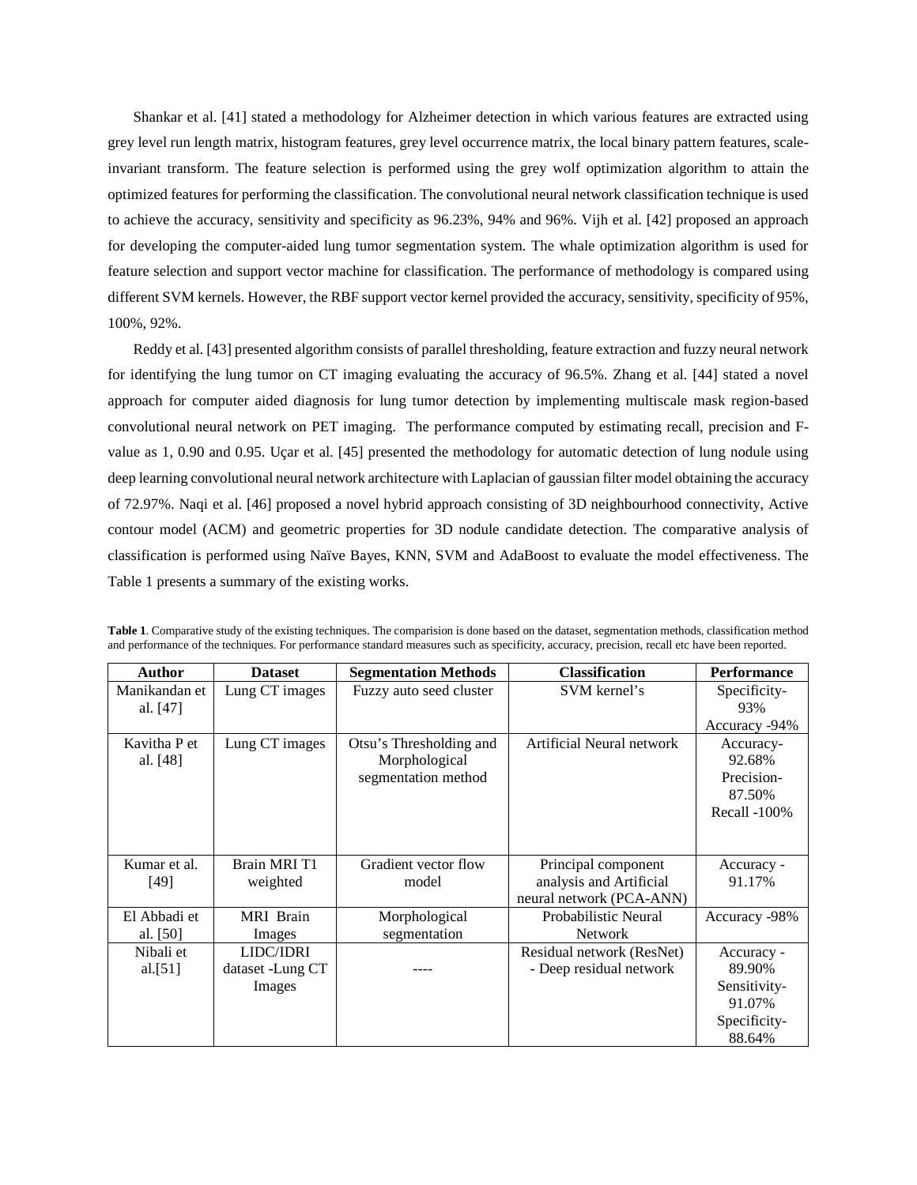Shankar et al. [41] stated a methodology for Alzheimer detection in which various features are extracted using grey level run length matrix, histogram features, grey level occurrence matrix, the local binary pattern features, scale-invariant transform. The feature selection is performed using the grey wolf optimization algorithm to attain the optimized features for performing the classification. The convolutional neural network classification technique is used to achieve the accuracy, sensitivity and specificity as 96.23%, 94% and 96%. Vijh et al. [42] proposed an approach for developing the computer-aided lung tumor segmentation system. The whale optimization algorithm is used for feature selection and support vector machine for classification. The performance of methodology is compared using different SVM kernels. However, the RBF support vector kernel provided the accuracy, sensitivity, specificity of 95%, 100%, 92%.

Reddy et al. [43] presented algorithm consists of parallel thresholding, feature extraction and fuzzy neural network for identifying the lung tumor on CT imaging evaluating the accuracy of 96.5%. Zhang et al. [44] stated a novel approach for computer aided diagnosis for lung tumor detection by implementing multiscale mask region-based convolutional neural network on PET imaging. The performance computed by estimating recall, precision and F-value as 1, 0.90 and 0.95. Uçar et al. [45] presented the methodology for automatic detection of lung nodule using deep learning convolutional neural network architecture with Laplacian of gaussian filter model obtaining the accuracy of 72.97%. Naqi et al. [46] proposed a novel hybrid approach consisting of 3D neighbourhood connectivity, Active contour model (ACM) and geometric properties for 3D nodule candidate detection. The comparative analysis of classification is performed using Naïve Bayes, KNN, SVM and AdaBoost to evaluate the model effectiveness. The Table 1 presents a summary of the existing works.

**Table 1**. Comparative study of the existing techniques. The comparision is done based on the dataset, segmentation methods, classification method and performance of the techniques. For performance standard measures such as specificity, accuracy, precision, recall etc have been reported.

| Author | Dataset | Segmentation Methods | Classification | Performance |
|---|---|---|---|---|
| Manikandan et al. [47] | Lung CT images | Fuzzy auto seed cluster | SVM kernel's | Specificity-93% Accuracy -94% |
| Kavitha P et al. [48] | Lung CT images | Otsu's Thresholding and Morphological segmentation method | Artificial Neural network | Accuracy-92.68% Precision-87.50% Recall -100% |
| Kumar et al. [49] | Brain MRI T1 weighted | Gradient vector flow model | Principal component analysis and Artificial neural network (PCA-ANN) | Accuracy - 91.17% |
| El Abbadi et al. [50] | MRI Brain Images | Morphological segmentation | Probabilistic Neural Network | Accuracy -98% |
| Nibali et al.[51] | LIDC/IDRI dataset -Lung CT Images | ---- | Residual network (ResNet) - Deep residual network | Accuracy - 89.90% Sensitivity-91.07% Specificity-88.64% |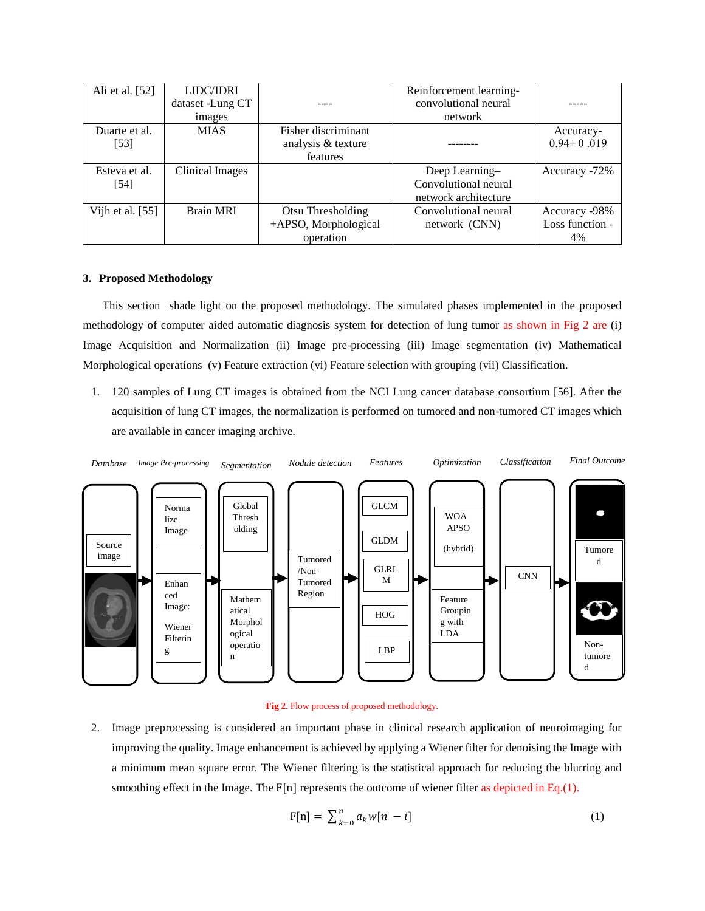| Ali et al. [52] | LIDC/IDRI dataset -Lung CT images | ---- | Reinforcement learning-convolutional neural network | ----- |
|---|---|---|---|---|
| Duarte et al. [53] | MIAS | Fisher discriminant analysis & texture features | -------- | Accuracy- 0.94± 0 .019 |
| Esteva et al. [54] | Clinical Images | | Deep Learning–Convolutional neural network architecture | Accuracy -72% |
| Vijh et al. [55] | Brain MRI | Otsu Thresholding +APSO, Morphological operation | Convolutional neural network (CNN) | Accuracy -98% Loss function - 4% |

### 3. Proposed Methodology

This section shade light on the proposed methodology. The simulated phases implemented in the proposed methodology of computer aided automatic diagnosis system for detection of lung tumor as shown in Fig 2 are (i) Image Acquisition and Normalization (ii) Image pre-processing (iii) Image segmentation (iv) Mathematical Morphological operations (v) Feature extraction (vi) Feature selection with grouping (vii) Classification.

1. 120 samples of Lung CT images is obtained from the NCI Lung cancer database consortium [56]. After the acquisition of lung CT images, the normalization is performed on tumored and non-tumored CT images which are available in cancer imaging archive.

*Database* | *Image Pre-processing* | *Segmentation* | *Nodule detection* | *Features* | *Optimization* | *Classification* | *Final Outcome*

Source image → Normalize Image; Enhanced Image: Wiener Filtering → Global Thresholding; Mathematical Morphological operation → Tumored /Non-Tumored Region → GLCM, GLDM, GLRLM, HOG, LBP → WOA_APSO (hybrid); Feature Grouping with LDA → CNN → Tumored; Non-tumored

Fig 2. Flow process of proposed methodology.

2. Image preprocessing is considered an important phase in clinical research application of neuroimaging for improving the quality. Image enhancement is achieved by applying a Wiener filter for denoising the Image with a minimum mean square error. The Wiener filtering is the statistical approach for reducing the blurring and smoothing effect in the Image. The F[n] represents the outcome of wiener filter as depicted in Eq.(1).

$$F[n] = \sum_{k=0}^{n} a_k w[n - i] \quad (1)$$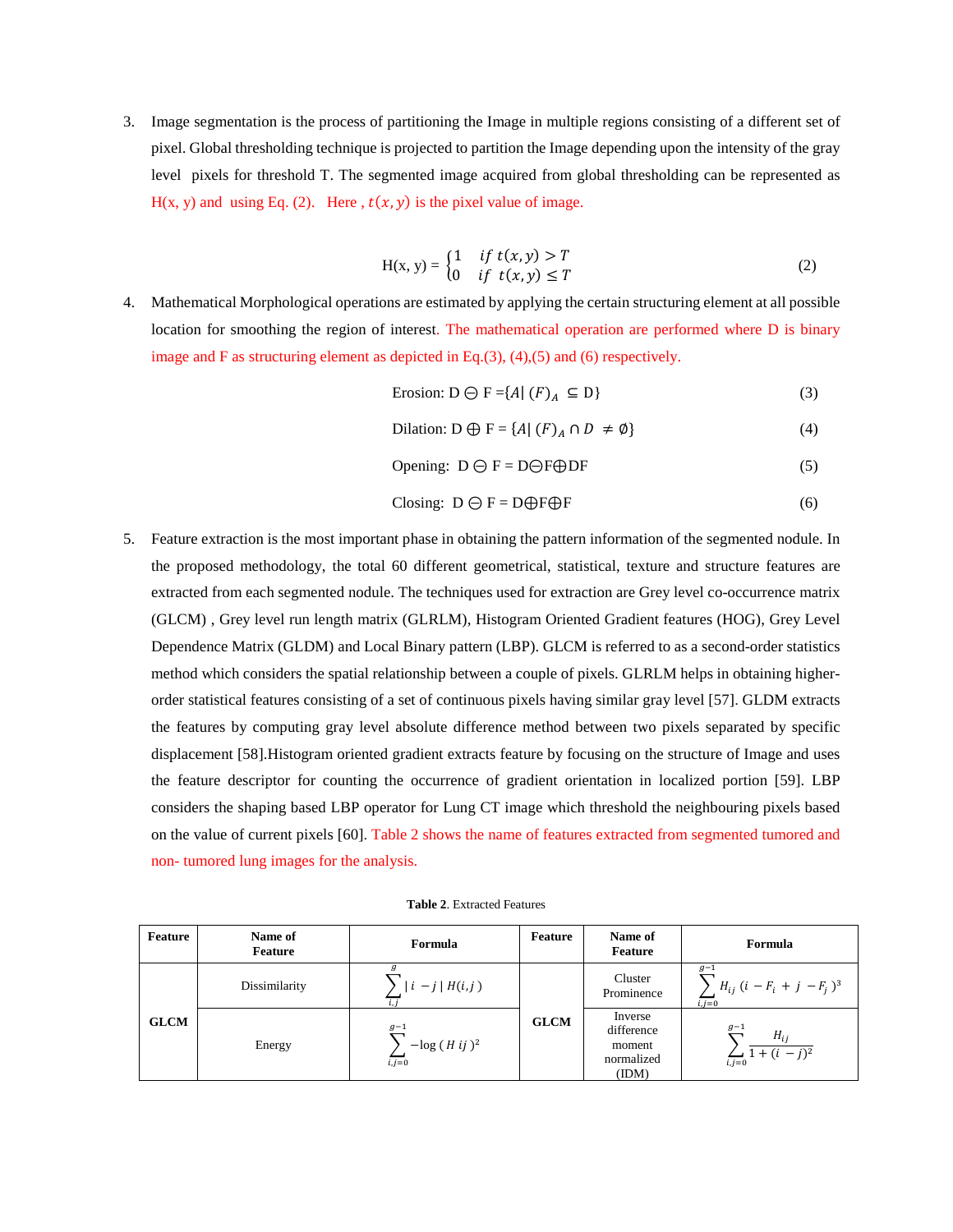3. Image segmentation is the process of partitioning the Image in multiple regions consisting of a different set of pixel. Global thresholding technique is projected to partition the Image depending upon the intensity of the gray level pixels for threshold T. The segmented image acquired from global thresholding can be represented as H(x, y) and using Eq. (2). Here , $t(x, y)$ is the pixel value of image.

$$H(x, y) = \begin{cases} 1 & if\ t(x,y) > T \\ 0 & if\ t(x,y) \leq T \end{cases} \tag{2}$$

4. Mathematical Morphological operations are estimated by applying the certain structuring element at all possible location for smoothing the region of interest. The mathematical operation are performed where D is binary image and F as structuring element as depicted in Eq.(3), (4),(5) and (6) respectively.

$$\text{Erosion: } D \ominus F = \{A \mid (F)_A \subseteq D\} \tag{3}$$

$$\text{Dilation: } D \oplus F = \{A \mid (F)_A \cap D \neq \emptyset\} \tag{4}$$

$$\text{Opening: } D \ominus F = D \ominus F \oplus DF \tag{5}$$

$$\text{Closing: } D \ominus F = D \oplus F \oplus F \tag{6}$$

5. Feature extraction is the most important phase in obtaining the pattern information of the segmented nodule. In the proposed methodology, the total 60 different geometrical, statistical, texture and structure features are extracted from each segmented nodule. The techniques used for extraction are Grey level co-occurrence matrix (GLCM) , Grey level run length matrix (GLRLM), Histogram Oriented Gradient features (HOG), Grey Level Dependence Matrix (GLDM) and Local Binary pattern (LBP). GLCM is referred to as a second-order statistics method which considers the spatial relationship between a couple of pixels. GLRLM helps in obtaining higher-order statistical features consisting of a set of continuous pixels having similar gray level [57]. GLDM extracts the features by computing gray level absolute difference method between two pixels separated by specific displacement [58].Histogram oriented gradient extracts feature by focusing on the structure of Image and uses the feature descriptor for counting the occurrence of gradient orientation in localized portion [59]. LBP considers the shaping based LBP operator for Lung CT image which threshold the neighbouring pixels based on the value of current pixels [60]. Table 2 shows the name of features extracted from segmented tumored and non- tumored lung images for the analysis.

**Table 2**. Extracted Features

| Feature | Name of Feature | Formula | Feature | Name of Feature | Formula |
|---|---|---|---|---|---|
| GLCM | Dissimilarity | $\sum_{i,j}^{g} \lvert i - j \rvert H(i,j)$ | GLCM | Cluster Prominence | $\sum_{i,j=0}^{g-1} H_{ij} \, (i - F_i + j - F_j)^3$ |
| | Energy | $\sum_{i,j=0}^{g-1} -\log (H\ ij)^2$ | | Inverse difference moment normalized (IDM) | $\sum_{i,j=0}^{g-1} \frac{H_{ij}}{1 + (i - j)^2}$ |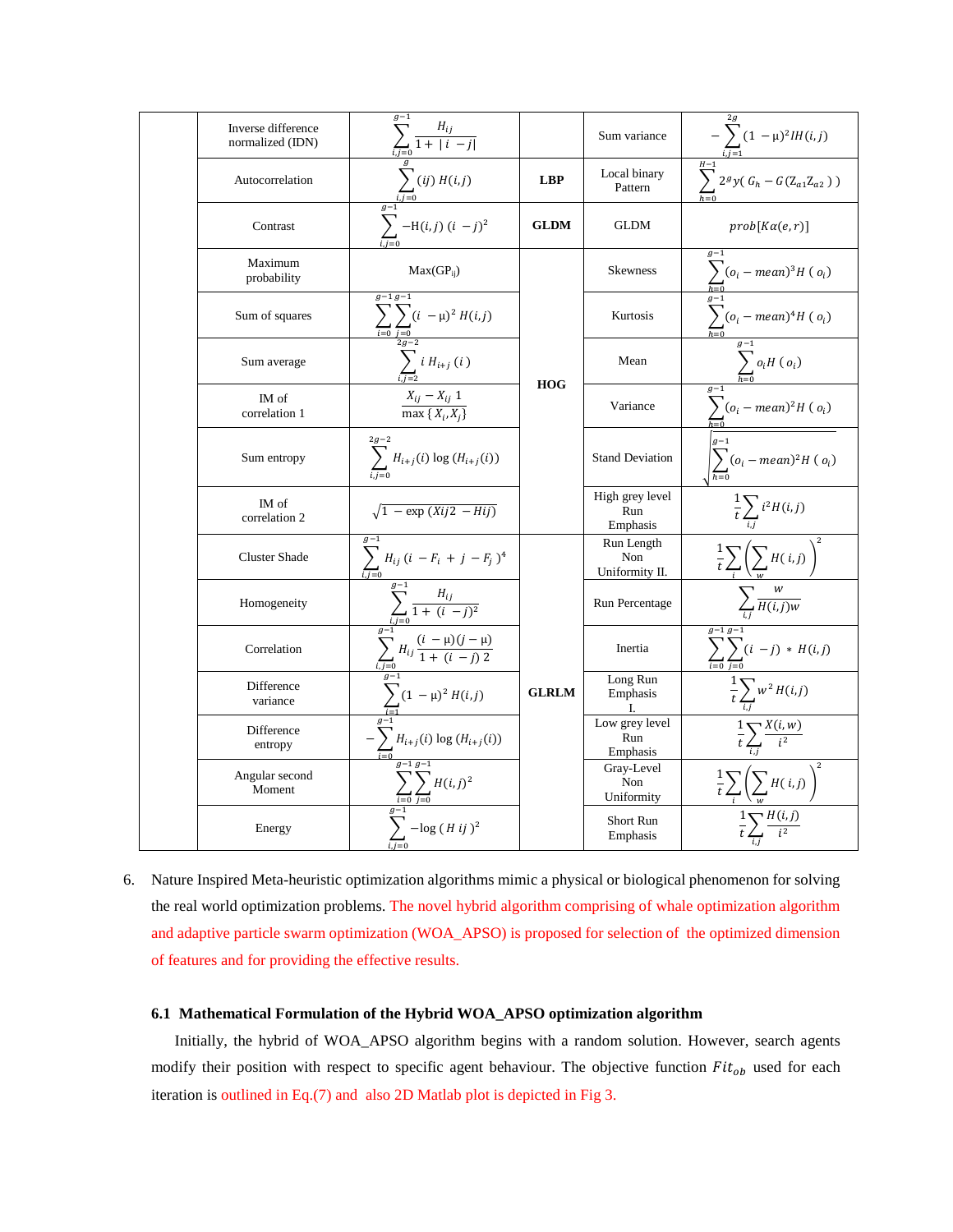| | Feature | Formula | | Feature | Formula |
|---|---|---|---|---|---|
| | Inverse difference normalized (IDN) | $\sum_{i,j=0}^{g-1} \frac{H_{ij}}{1+\|i-j\|}$ | | Sum variance | $-\sum_{i,j=1}^{2g}(1-\mu)^2 IH(i,j)$ |
| | Autocorrelation | $\sum_{i,j=0}^{g}(ij)\,H(i,j)$ | **LBP** | Local binary Pattern | $\sum_{h=0}^{H-1} 2^g y(\,G_h - G(Z_{a1}Z_{a2}\,)\,)$ |
| | Contrast | $\sum_{i,j=0}^{g-1} -H(i,j)\,(i-j)^2$ | **GLDM** | GLDM | $prob[K\alpha(e,r)]$ |
| | Maximum probability | $\mathrm{Max}(GP_{ij})$ | **HOG** | Skewness | $\sum_{h=0}^{g-1}(o_i - mean)^3 H\,(\,o_i)$ |
| | Sum of squares | $\sum_{i=0}^{g-1}\sum_{j=0}^{g-1}(i-\mu)^2\,H(i,j)$ | | Kurtosis | $\sum_{h=0}^{g-1}(o_i - mean)^4 H\,(\,o_i)$ |
| | Sum average | $\sum_{i,j=2}^{2g-2} i\,H_{i+j}\,(i)$ | | Mean | $\sum_{h=0}^{g-1} o_i H\,(\,o_i)$ |
| | IM of correlation 1 | $\frac{X_{ij} - X_{ij}\,1}{\max\{X_i, X_j\}}$ | | Variance | $\sum_{h=0}^{g-1}(o_i - mean)^2 H\,(\,o_i)$ |
| | Sum entropy | $\sum_{i,j=0}^{2g-2} H_{i+j}(i)\log(H_{i+j}(i))$ | | Stand Deviation | $\sqrt{\sum_{h=0}^{g-1}(o_i - mean)^2 H\,(\,o_i)}$ |
| | IM of correlation 2 | $\sqrt{1-\exp\,(Xij2 - Hij)}$ | | High grey level Run Emphasis | $\frac{1}{t}\sum_{i,j} i^2 H(i,j)$ |
| | Cluster Shade | $\sum_{i,j=0}^{g-1} H_{ij}\,(i - F_i + j - F_j\,)^4$ | **GLRLM** | Run Length Non Uniformity II. | $\frac{1}{t}\sum_{i}\left(\sum_{w} H(\,i,j)\right)^2$ |
| | Homogeneity | $\sum_{i,j=0}^{g-1}\frac{H_{ij}}{1+(i-j)^2}$ | | Run Percentage | $\sum_{i,j}\frac{w}{H(i,j)w}$ |
| | Correlation | $\sum_{i,j=0}^{g-1} H_{ij}\,\frac{(i-\mu)(j-\mu)}{1+(i-j)\,2}$ | | Inertia | $\sum_{i=0}^{g-1}\sum_{j=0}^{g-1}(i-j) * H(i,j)$ |
| | Difference variance | $\sum_{i=1}^{g-1}(1-\mu)^2\,H(i,j)$ | | Long Run Emphasis I. | $\frac{1}{t}\sum_{i,j} w^2 H(i,j)$ |
| | Difference entropy | $-\sum_{i=0}^{g-1} H_{i+j}(i)\log(H_{i+j}(i))$ | | Low grey level Run Emphasis | $\frac{1}{t}\sum_{i,j}\frac{X(i,w)}{i^2}$ |
| | Angular second Moment | $\sum_{i=0}^{g-1}\sum_{j=0}^{g-1} H(i,j)^2$ | | Gray-Level Non Uniformity | $\frac{1}{t}\sum_{i}\left(\sum_{w} H(\,i,j)\right)^2$ |
| | Energy | $\sum_{i,j=0}^{g-1} -\log\,(\,H\,ij\,)^2$ | | Short Run Emphasis | $\frac{1}{t}\sum_{i,j}\frac{H(i,j)}{i^2}$ |

6. Nature Inspired Meta-heuristic optimization algorithms mimic a physical or biological phenomenon for solving the real world optimization problems. The novel hybrid algorithm comprising of whale optimization algorithm and adaptive particle swarm optimization (WOA_APSO) is proposed for selection of the optimized dimension of features and for providing the effective results.

### 6.1 Mathematical Formulation of the Hybrid WOA_APSO optimization algorithm

Initially, the hybrid of WOA_APSO algorithm begins with a random solution. However, search agents modify their position with respect to specific agent behaviour. The objective function $Fit_{ob}$ used for each iteration is outlined in Eq.(7) and also 2D Matlab plot is depicted in Fig 3.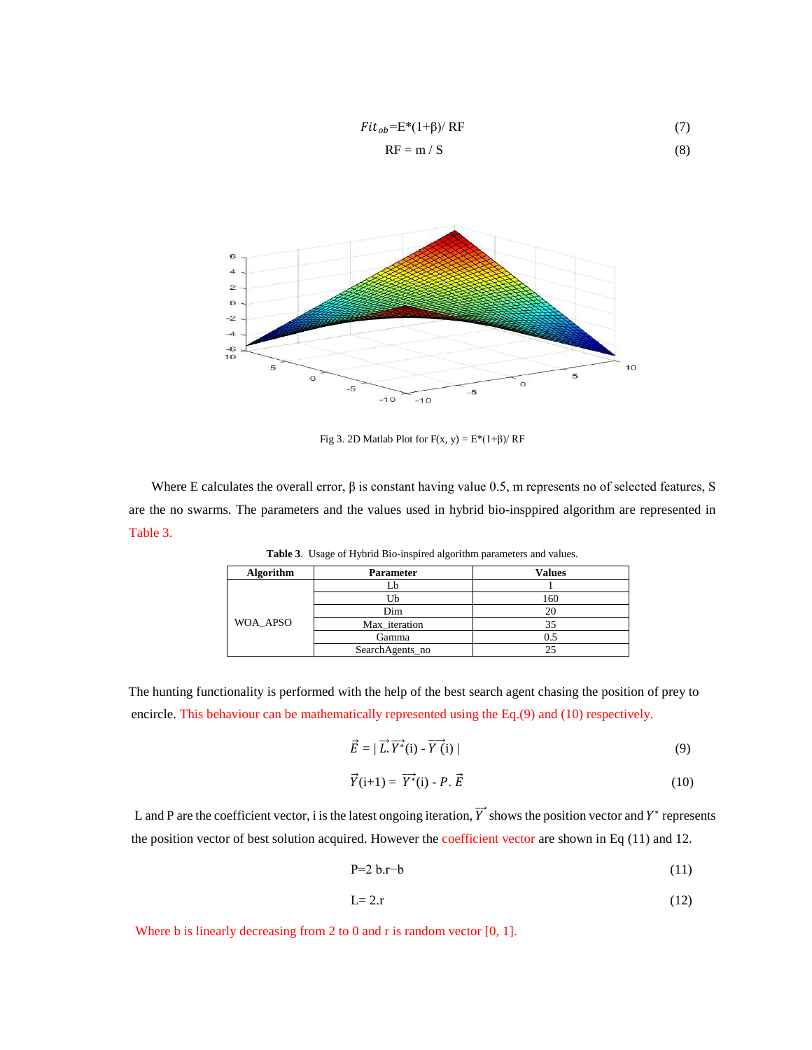$$Fit_{ob}=E*(1+\beta)/ RF \tag{7}$$

$$RF = m / S \tag{8}$$

Fig 3. 2D Matlab Plot for F(x, y) = E*(1+β)/ RF

Where E calculates the overall error, β is constant having value 0.5, m represents no of selected features, S are the no swarms. The parameters and the values used in hybrid bio-insppired algorithm are represented in Table 3.

**Table 3**. Usage of Hybrid Bio-inspired algorithm parameters and values.

| Algorithm | Parameter | Values |
|---|---|---|
| WOA_APSO | Lb | 1 |
| | Ub | 160 |
| | Dim | 20 |
| | Max_iteration | 35 |
| | Gamma | 0.5 |
| | SearchAgents_no | 25 |

The hunting functionality is performed with the help of the best search agent chasing the position of prey to encircle. This behaviour can be mathematically represented using the Eq.(9) and (10) respectively.

$$\vec{E} = | \vec{L}.\overrightarrow{Y^*}(i) - \overrightarrow{Y}(i) | \tag{9}$$

$$\vec{Y}(i+1) = \overrightarrow{Y^*}(i) - P.\vec{E} \tag{10}$$

L and P are the coefficient vector, i is the latest ongoing iteration, $\vec{Y}$ shows the position vector and $Y^*$ represents the position vector of best solution acquired. However the coefficient vector are shown in Eq (11) and 12.

$$P=2\ b.r-b \tag{11}$$

$$L= 2.r \tag{12}$$

Where b is linearly decreasing from 2 to 0 and r is random vector [0, 1].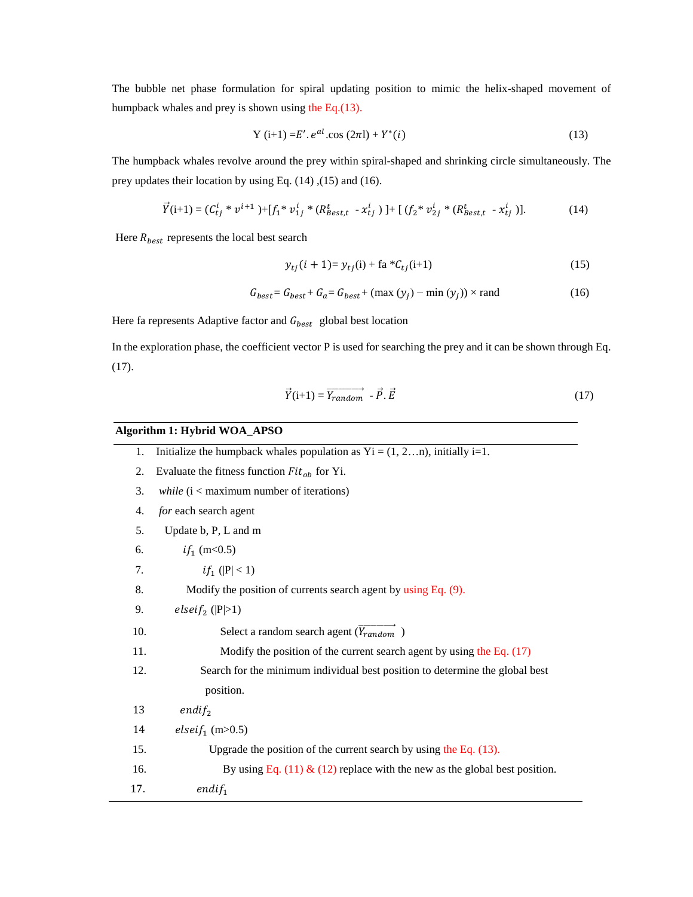The bubble net phase formulation for spiral updating position to mimic the helix-shaped movement of humpback whales and prey is shown using the Eq.(13).

$$Y\,(i+1) = E'.\,e^{al}.\cos\,(2\pi l) + Y^{*}(i) \tag{13}$$

The humpback whales revolve around the prey within spiral-shaped and shrinking circle simultaneously. The prey updates their location by using Eq. (14) ,(15) and (16).

$$\vec{Y}(i+1) = (C_{tj}^{i} * v^{i+1}) + [f_1 * v_{1j}^{i} * (R_{Best,t}^{t} - x_{tj}^{i})] + [(f_2 * v_{2j}^{i} * (R_{Best,t}^{t} - x_{tj}^{i})]. \tag{14}$$

Here $R_{best}$ represents the local best search

$$y_{tj}(i+1) = y_{tj}(i) + fa * C_{tj}(i+1) \tag{15}$$

$$G_{best} = G_{best} + G_a = G_{best} + (\max\,(y_j) - \min\,(y_j)) \times rand \tag{16}$$

Here fa represents Adaptive factor and $G_{best}$ global best location

In the exploration phase, the coefficient vector P is used for searching the prey and it can be shown through Eq. (17).

$$\vec{Y}(i+1) = \overrightarrow{Y_{random}} - \vec{P}.\vec{E} \tag{17}$$

**Algorithm 1: Hybrid WOA_APSO**

1. Initialize the humpback whales population as Yi = (1, 2…n), initially i=1.
2. Evaluate the fitness function $Fit_{ob}$ for Yi.
3. *while* (i < maximum number of iterations)
4. *for* each search agent
5. Update b, P, L and m
6. $if_1$ (m<0.5)
7. $if_1$ (|P| < 1)
8. Modify the position of currents search agent by using Eq. (9).
9. $elseif_2$ (|P|>1)
10. Select a random search agent ($\overrightarrow{Y_{random}}$ )
11. Modify the position of the current search agent by using the Eq. (17)
12. Search for the minimum individual best position to determine the global best position.
13. $endif_2$
14. $elseif_1$ (m>0.5)
15. Upgrade the position of the current search by using the Eq. (13).
16. By using Eq. (11) & (12) replace with the new as the global best position.
17. $endif_1$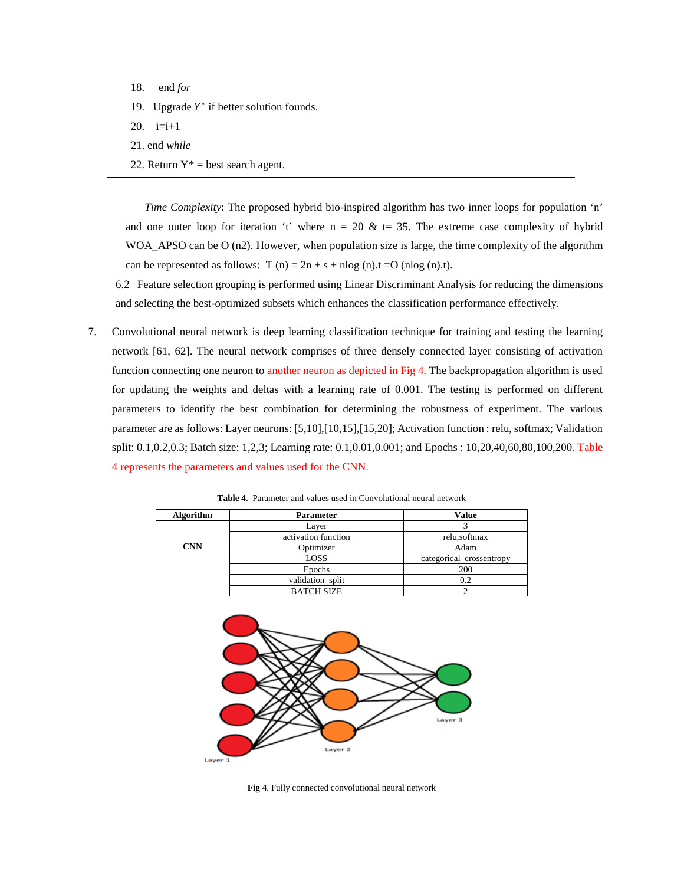18. end *for*
19. Upgrade $Y^*$ if better solution founds.
20. i=i+1
21. end *while*
22. Return Y* = best search agent.

---

*Time Complexity*: The proposed hybrid bio-inspired algorithm has two inner loops for population 'n' and one outer loop for iteration 't' where n = 20 & t= 35. The extreme case complexity of hybrid WOA_APSO can be O (n2). However, when population size is large, the time complexity of the algorithm can be represented as follows: $T(n) = 2n + s + n\log(n).t = O(n\log(n).t)$.

6.2 Feature selection grouping is performed using Linear Discriminant Analysis for reducing the dimensions and selecting the best-optimized subsets which enhances the classification performance effectively.

7. Convolutional neural network is deep learning classification technique for training and testing the learning network [61, 62]. The neural network comprises of three densely connected layer consisting of activation function connecting one neuron to another neuron as depicted in Fig 4. The backpropagation algorithm is used for updating the weights and deltas with a learning rate of 0.001. The testing is performed on different parameters to identify the best combination for determining the robustness of experiment. The various parameter are as follows: Layer neurons: [5,10],[10,15],[15,20]; Activation function : relu, softmax; Validation split: 0.1,0.2,0.3; Batch size: 1,2,3; Learning rate: 0.1,0.01,0.001; and Epochs : 10,20,40,60,80,100,200. Table 4 represents the parameters and values used for the CNN.

**Table 4**. Parameter and values used in Convolutional neural network

| Algorithm | Parameter | Value |
|---|---|---|
| CNN | Layer | 3 |
| | activation function | relu,softmax |
| | Optimizer | Adam |
| | LOSS | categorical_crossentropy |
| | Epochs | 200 |
| | validation_split | 0.2 |
| | BATCH SIZE | 2 |

**Fig 4**. Fully connected convolutional neural network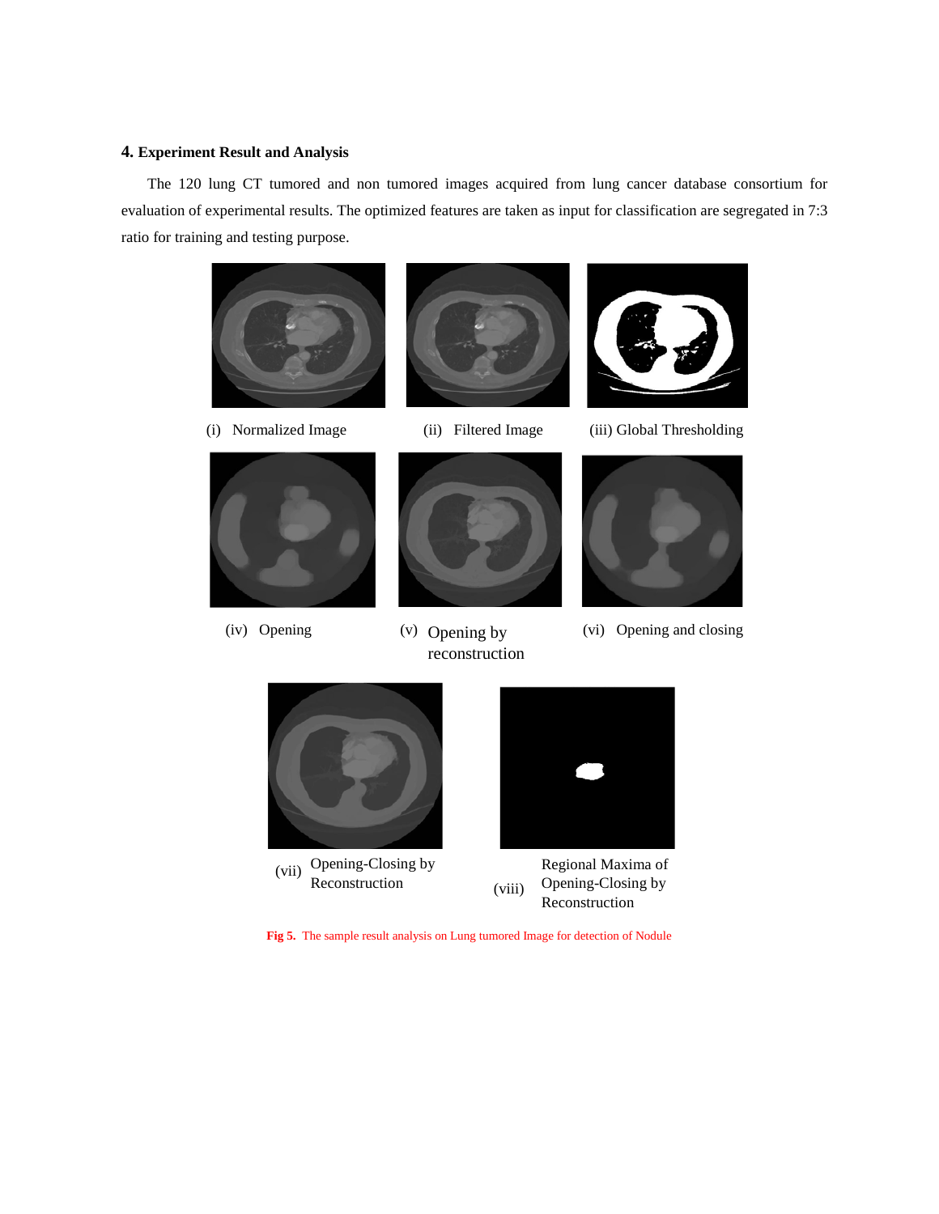## 4. Experiment Result and Analysis

The 120 lung CT tumored and non tumored images acquired from lung cancer database consortium for evaluation of experimental results. The optimized features are taken as input for classification are segregated in 7:3 ratio for training and testing purpose.

(i) Normalized Image

(ii) Filtered Image

(iii) Global Thresholding

(iv) Opening

(v) Opening by reconstruction

(vi) Opening and closing

(vii) Opening-Closing by Reconstruction

(viii) Regional Maxima of Opening-Closing by Reconstruction

**Fig 5.** The sample result analysis on Lung tumored Image for detection of Nodule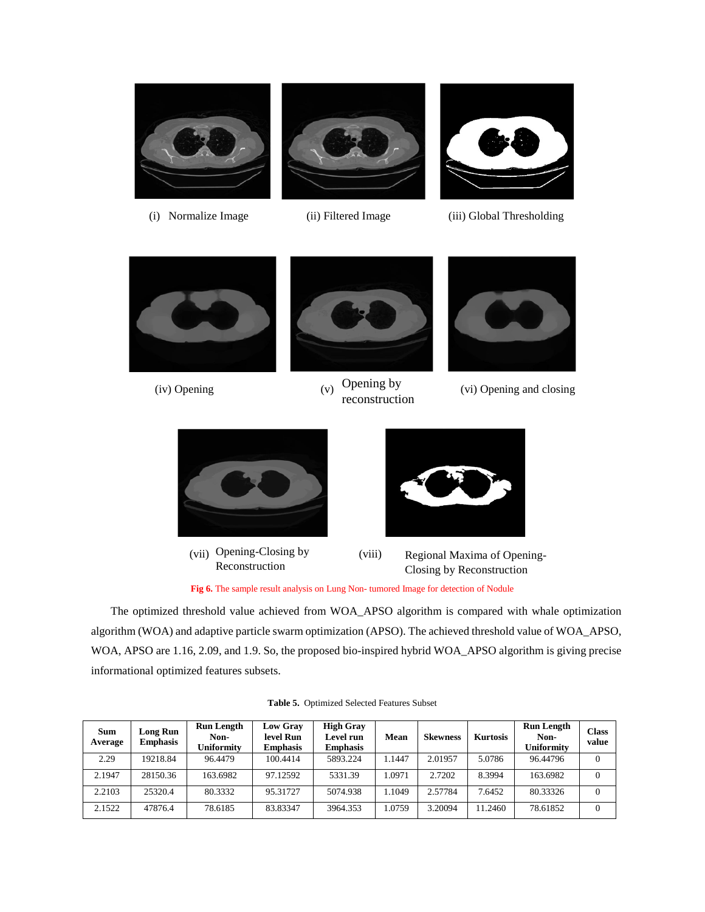(i) Normalize Image

(ii) Filtered Image

(iii) Global Thresholding

(iv) Opening

(v) Opening by reconstruction

(vi) Opening and closing

(vii) Opening-Closing by Reconstruction

(viii) Regional Maxima of Opening-Closing by Reconstruction

**Fig 6.** The sample result analysis on Lung Non- tumored Image for detection of Nodule

The optimized threshold value achieved from WOA_APSO algorithm is compared with whale optimization algorithm (WOA) and adaptive particle swarm optimization (APSO). The achieved threshold value of WOA_APSO, WOA, APSO are 1.16, 2.09, and 1.9. So, the proposed bio-inspired hybrid WOA_APSO algorithm is giving precise informational optimized features subsets.

**Table 5.** Optimized Selected Features Subset

| Sum Average | Long Run Emphasis | Run Length Non-Uniformity | Low Gray level Run Emphasis | High Gray Level run Emphasis | Mean | Skewness | Kurtosis | Run Length Non-Uniformity | Class value |
|---|---|---|---|---|---|---|---|---|---|
| 2.29 | 19218.84 | 96.4479 | 100.4414 | 5893.224 | 1.1447 | 2.01957 | 5.0786 | 96.44796 | 0 |
| 2.1947 | 28150.36 | 163.6982 | 97.12592 | 5331.39 | 1.0971 | 2.7202 | 8.3994 | 163.6982 | 0 |
| 2.2103 | 25320.4 | 80.3332 | 95.31727 | 5074.938 | 1.1049 | 2.57784 | 7.6452 | 80.33326 | 0 |
| 2.1522 | 47876.4 | 78.6185 | 83.83347 | 3964.353 | 1.0759 | 3.20094 | 11.2460 | 78.61852 | 0 |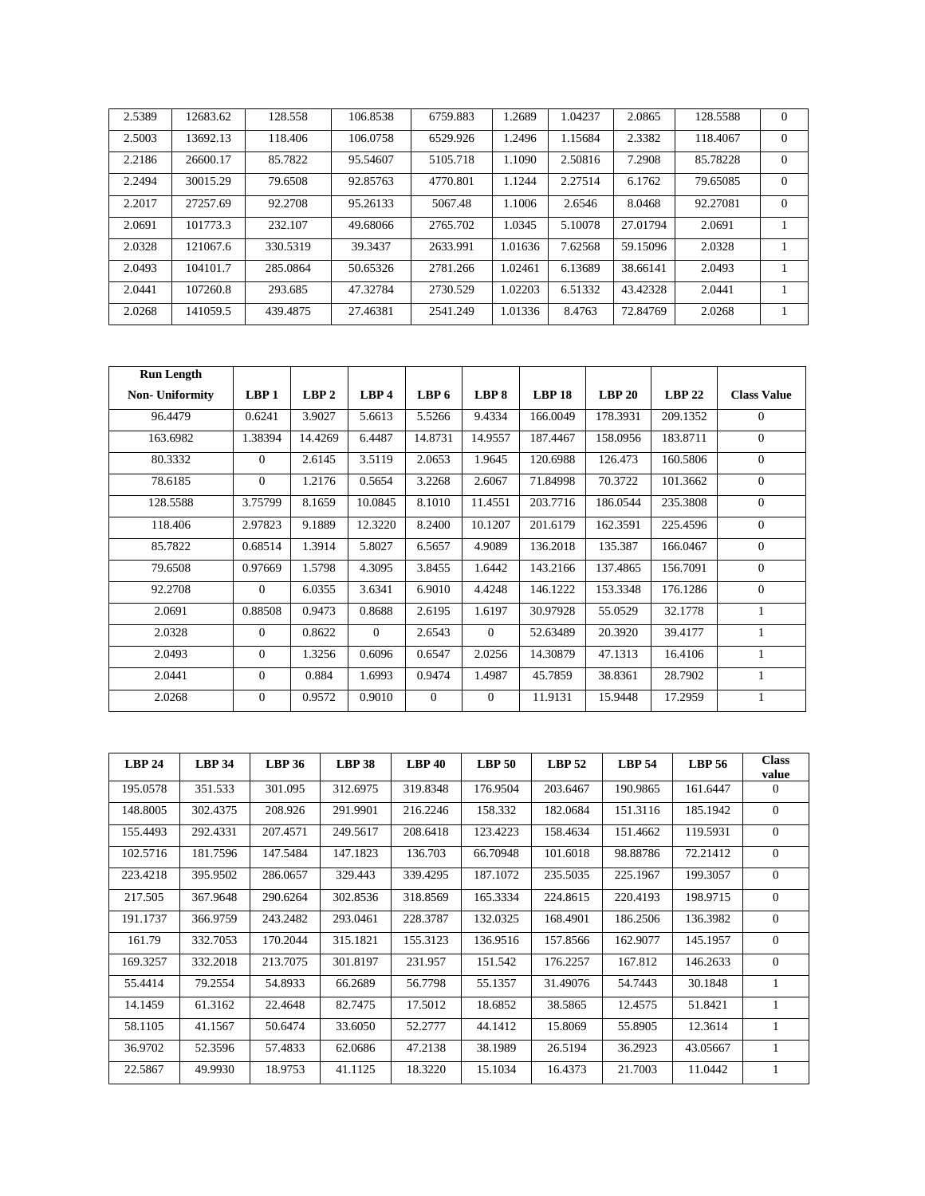| | | | | | | | | | |
|---|---|---|---|---|---|---|---|---|---|
| 2.5389 | 12683.62 | 128.558 | 106.8538 | 6759.883 | 1.2689 | 1.04237 | 2.0865 | 128.5588 | 0 |
| 2.5003 | 13692.13 | 118.406 | 106.0758 | 6529.926 | 1.2496 | 1.15684 | 2.3382 | 118.4067 | 0 |
| 2.2186 | 26600.17 | 85.7822 | 95.54607 | 5105.718 | 1.1090 | 2.50816 | 7.2908 | 85.78228 | 0 |
| 2.2494 | 30015.29 | 79.6508 | 92.85763 | 4770.801 | 1.1244 | 2.27514 | 6.1762 | 79.65085 | 0 |
| 2.2017 | 27257.69 | 92.2708 | 95.26133 | 5067.48 | 1.1006 | 2.6546 | 8.0468 | 92.27081 | 0 |
| 2.0691 | 101773.3 | 232.107 | 49.68066 | 2765.702 | 1.0345 | 5.10078 | 27.01794 | 2.0691 | 1 |
| 2.0328 | 121067.6 | 330.5319 | 39.3437 | 2633.991 | 1.01636 | 7.62568 | 59.15096 | 2.0328 | 1 |
| 2.0493 | 104101.7 | 285.0864 | 50.65326 | 2781.266 | 1.02461 | 6.13689 | 38.66141 | 2.0493 | 1 |
| 2.0441 | 107260.8 | 293.685 | 47.32784 | 2730.529 | 1.02203 | 6.51332 | 43.42328 | 2.0441 | 1 |
| 2.0268 | 141059.5 | 439.4875 | 27.46381 | 2541.249 | 1.01336 | 8.4763 | 72.84769 | 2.0268 | 1 |

| Run Length Non- Uniformity | LBP 1 | LBP 2 | LBP 4 | LBP 6 | LBP 8 | LBP 18 | LBP 20 | LBP 22 | Class Value |
|---|---|---|---|---|---|---|---|---|---|
| 96.4479 | 0.6241 | 3.9027 | 5.6613 | 5.5266 | 9.4334 | 166.0049 | 178.3931 | 209.1352 | 0 |
| 163.6982 | 1.38394 | 14.4269 | 6.4487 | 14.8731 | 14.9557 | 187.4467 | 158.0956 | 183.8711 | 0 |
| 80.3332 | 0 | 2.6145 | 3.5119 | 2.0653 | 1.9645 | 120.6988 | 126.473 | 160.5806 | 0 |
| 78.6185 | 0 | 1.2176 | 0.5654 | 3.2268 | 2.6067 | 71.84998 | 70.3722 | 101.3662 | 0 |
| 128.5588 | 3.75799 | 8.1659 | 10.0845 | 8.1010 | 11.4551 | 203.7716 | 186.0544 | 235.3808 | 0 |
| 118.406 | 2.97823 | 9.1889 | 12.3220 | 8.2400 | 10.1207 | 201.6179 | 162.3591 | 225.4596 | 0 |
| 85.7822 | 0.68514 | 1.3914 | 5.8027 | 6.5657 | 4.9089 | 136.2018 | 135.387 | 166.0467 | 0 |
| 79.6508 | 0.97669 | 1.5798 | 4.3095 | 3.8455 | 1.6442 | 143.2166 | 137.4865 | 156.7091 | 0 |
| 92.2708 | 0 | 6.0355 | 3.6341 | 6.9010 | 4.4248 | 146.1222 | 153.3348 | 176.1286 | 0 |
| 2.0691 | 0.88508 | 0.9473 | 0.8688 | 2.6195 | 1.6197 | 30.97928 | 55.0529 | 32.1778 | 1 |
| 2.0328 | 0 | 0.8622 | 0 | 2.6543 | 0 | 52.63489 | 20.3920 | 39.4177 | 1 |
| 2.0493 | 0 | 1.3256 | 0.6096 | 0.6547 | 2.0256 | 14.30879 | 47.1313 | 16.4106 | 1 |
| 2.0441 | 0 | 0.884 | 1.6993 | 0.9474 | 1.4987 | 45.7859 | 38.8361 | 28.7902 | 1 |
| 2.0268 | 0 | 0.9572 | 0.9010 | 0 | 0 | 11.9131 | 15.9448 | 17.2959 | 1 |

| LBP 24 | LBP 34 | LBP 36 | LBP 38 | LBP 40 | LBP 50 | LBP 52 | LBP 54 | LBP 56 | Class value |
|---|---|---|---|---|---|---|---|---|---|
| 195.0578 | 351.533 | 301.095 | 312.6975 | 319.8348 | 176.9504 | 203.6467 | 190.9865 | 161.6447 | 0 |
| 148.8005 | 302.4375 | 208.926 | 291.9901 | 216.2246 | 158.332 | 182.0684 | 151.3116 | 185.1942 | 0 |
| 155.4493 | 292.4331 | 207.4571 | 249.5617 | 208.6418 | 123.4223 | 158.4634 | 151.4662 | 119.5931 | 0 |
| 102.5716 | 181.7596 | 147.5484 | 147.1823 | 136.703 | 66.70948 | 101.6018 | 98.88786 | 72.21412 | 0 |
| 223.4218 | 395.9502 | 286.0657 | 329.443 | 339.4295 | 187.1072 | 235.5035 | 225.1967 | 199.3057 | 0 |
| 217.505 | 367.9648 | 290.6264 | 302.8536 | 318.8569 | 165.3334 | 224.8615 | 220.4193 | 198.9715 | 0 |
| 191.1737 | 366.9759 | 243.2482 | 293.0461 | 228.3787 | 132.0325 | 168.4901 | 186.2506 | 136.3982 | 0 |
| 161.79 | 332.7053 | 170.2044 | 315.1821 | 155.3123 | 136.9516 | 157.8566 | 162.9077 | 145.1957 | 0 |
| 169.3257 | 332.2018 | 213.7075 | 301.8197 | 231.957 | 151.542 | 176.2257 | 167.812 | 146.2633 | 0 |
| 55.4414 | 79.2554 | 54.8933 | 66.2689 | 56.7798 | 55.1357 | 31.49076 | 54.7443 | 30.1848 | 1 |
| 14.1459 | 61.3162 | 22.4648 | 82.7475 | 17.5012 | 18.6852 | 38.5865 | 12.4575 | 51.8421 | 1 |
| 58.1105 | 41.1567 | 50.6474 | 33.6050 | 52.2777 | 44.1412 | 15.8069 | 55.8905 | 12.3614 | 1 |
| 36.9702 | 52.3596 | 57.4833 | 62.0686 | 47.2138 | 38.1989 | 26.5194 | 36.2923 | 43.05667 | 1 |
| 22.5867 | 49.9930 | 18.9753 | 41.1125 | 18.3220 | 15.1034 | 16.4373 | 21.7003 | 11.0442 | 1 |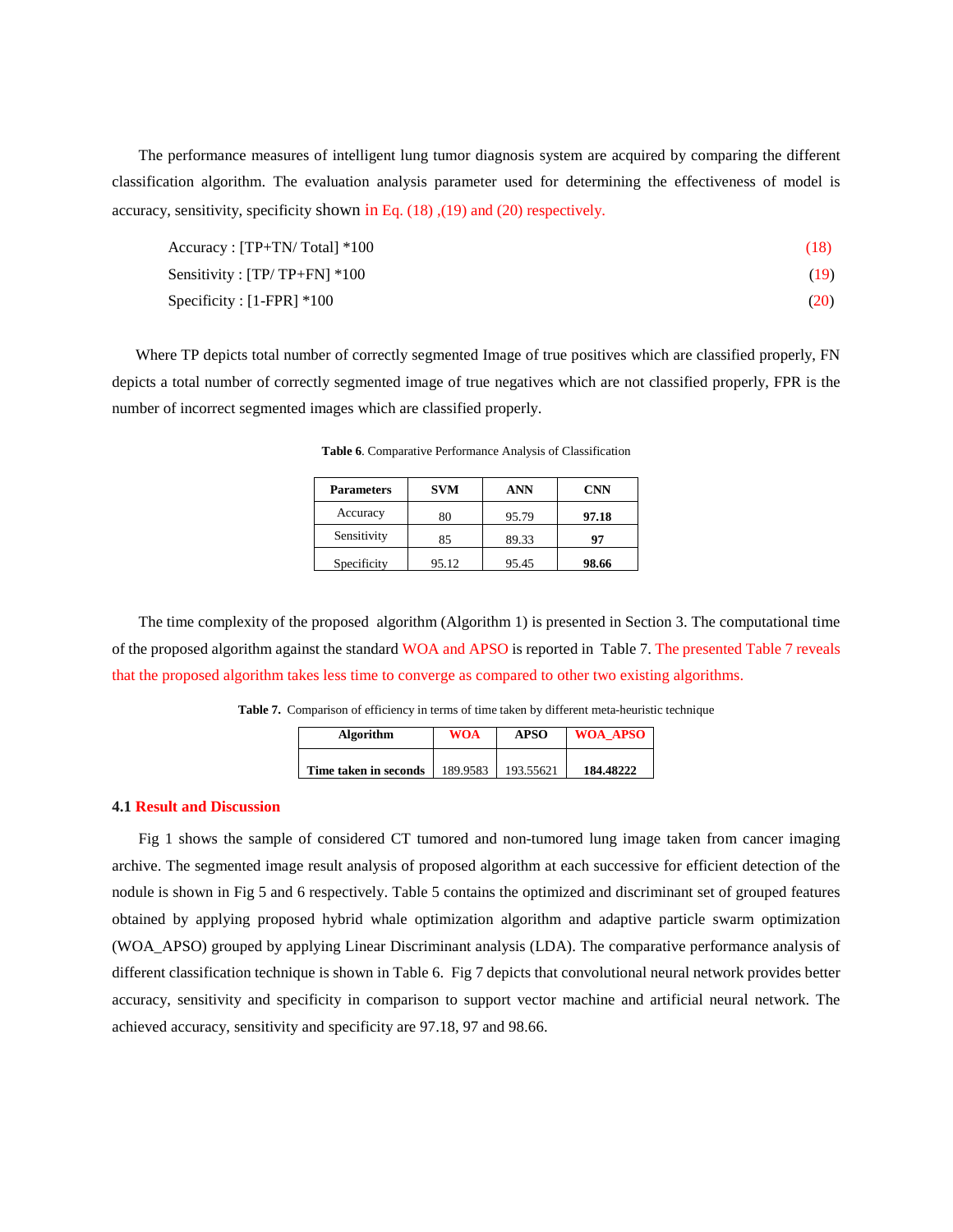The performance measures of intelligent lung tumor diagnosis system are acquired by comparing the different classification algorithm. The evaluation analysis parameter used for determining the effectiveness of model is accuracy, sensitivity, specificity shown in Eq. (18) ,(19) and (20) respectively.

$$\text{Accuracy : [TP+TN/ Total] *100} \tag{18}$$

$$\text{Sensitivity : [TP/ TP+FN] *100} \tag{19}$$

$$\text{Specificity : [1-FPR] *100} \tag{20}$$

Where TP depicts total number of correctly segmented Image of true positives which are classified properly, FN depicts a total number of correctly segmented image of true negatives which are not classified properly, FPR is the number of incorrect segmented images which are classified properly.

**Table 6**. Comparative Performance Analysis of Classification

| Parameters | SVM | ANN | CNN |
|---|---|---|---|
| Accuracy | 80 | 95.79 | **97.18** |
| Sensitivity | 85 | 89.33 | **97** |
| Specificity | 95.12 | 95.45 | **98.66** |

The time complexity of the proposed algorithm (Algorithm 1) is presented in Section 3. The computational time of the proposed algorithm against the standard WOA and APSO is reported in Table 7. The presented Table 7 reveals that the proposed algorithm takes less time to converge as compared to other two existing algorithms.

**Table 7.** Comparison of efficiency in terms of time taken by different meta-heuristic technique

| Algorithm | WOA | APSO | WOA_APSO |
|---|---|---|---|
| **Time taken in seconds** | 189.9583 | 193.55621 | **184.48222** |

### 4.1 Result and Discussion

Fig 1 shows the sample of considered CT tumored and non-tumored lung image taken from cancer imaging archive. The segmented image result analysis of proposed algorithm at each successive for efficient detection of the nodule is shown in Fig 5 and 6 respectively. Table 5 contains the optimized and discriminant set of grouped features obtained by applying proposed hybrid whale optimization algorithm and adaptive particle swarm optimization (WOA_APSO) grouped by applying Linear Discriminant analysis (LDA). The comparative performance analysis of different classification technique is shown in Table 6. Fig 7 depicts that convolutional neural network provides better accuracy, sensitivity and specificity in comparison to support vector machine and artificial neural network. The achieved accuracy, sensitivity and specificity are 97.18, 97 and 98.66.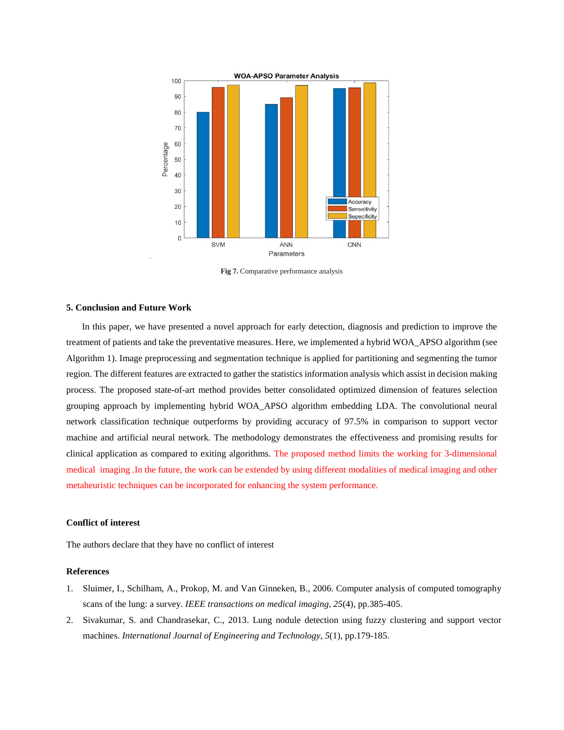Fig 7. Comparative performance analysis

## 5. Conclusion and Future Work

In this paper, we have presented a novel approach for early detection, diagnosis and prediction to improve the treatment of patients and take the preventative measures. Here, we implemented a hybrid WOA_APSO algorithm (see Algorithm 1). Image preprocessing and segmentation technique is applied for partitioning and segmenting the tumor region. The different features are extracted to gather the statistics information analysis which assist in decision making process. The proposed state-of-art method provides better consolidated optimized dimension of features selection grouping approach by implementing hybrid WOA_APSO algorithm embedding LDA. The convolutional neural network classification technique outperforms by providing accuracy of 97.5% in comparison to support vector machine and artificial neural network. The methodology demonstrates the effectiveness and promising results for clinical application as compared to exiting algorithms. The proposed method limits the working for 3-dimensional medical imaging .In the future, the work can be extended by using different modalities of medical imaging and other metaheuristic techniques can be incorporated for enhancing the system performance.

### Conflict of interest

The authors declare that they have no conflict of interest

### References

1. Sluimer, I., Schilham, A., Prokop, M. and Van Ginneken, B., 2006. Computer analysis of computed tomography scans of the lung: a survey. *IEEE transactions on medical imaging*, *25*(4), pp.385-405.
2. Sivakumar, S. and Chandrasekar, C., 2013. Lung nodule detection using fuzzy clustering and support vector machines. *International Journal of Engineering and Technology*, *5*(1), pp.179-185.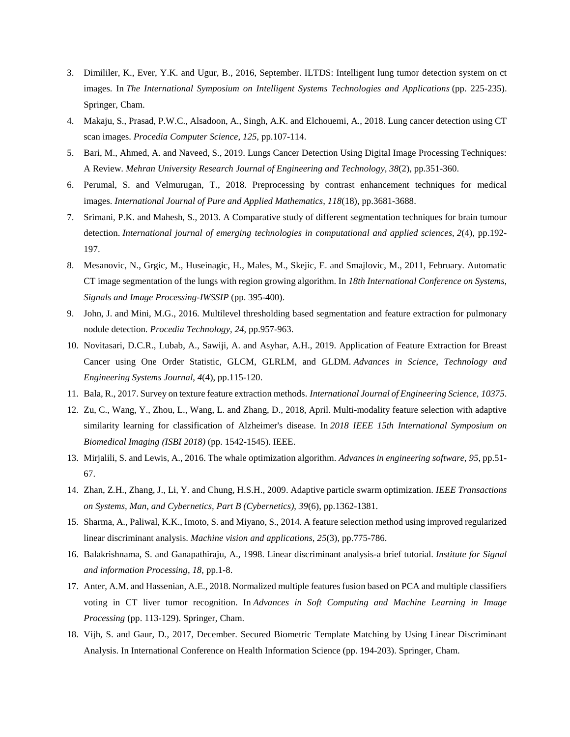3. Dimililer, K., Ever, Y.K. and Ugur, B., 2016, September. ILTDS: Intelligent lung tumor detection system on ct images. In *The International Symposium on Intelligent Systems Technologies and Applications* (pp. 225-235). Springer, Cham.
4. Makaju, S., Prasad, P.W.C., Alsadoon, A., Singh, A.K. and Elchouemi, A., 2018. Lung cancer detection using CT scan images. *Procedia Computer Science*, *125*, pp.107-114.
5. Bari, M., Ahmed, A. and Naveed, S., 2019. Lungs Cancer Detection Using Digital Image Processing Techniques: A Review. *Mehran University Research Journal of Engineering and Technology*, *38*(2), pp.351-360.
6. Perumal, S. and Velmurugan, T., 2018. Preprocessing by contrast enhancement techniques for medical images. *International Journal of Pure and Applied Mathematics*, *118*(18), pp.3681-3688.
7. Srimani, P.K. and Mahesh, S., 2013. A Comparative study of different segmentation techniques for brain tumour detection. *International journal of emerging technologies in computational and applied sciences*, *2*(4), pp.192-197.
8. Mesanovic, N., Grgic, M., Huseinagic, H., Males, M., Skejic, E. and Smajlovic, M., 2011, February. Automatic CT image segmentation of the lungs with region growing algorithm. In *18th International Conference on Systems, Signals and Image Processing-IWSSIP* (pp. 395-400).
9. John, J. and Mini, M.G., 2016. Multilevel thresholding based segmentation and feature extraction for pulmonary nodule detection. *Procedia Technology*, *24*, pp.957-963.
10. Novitasari, D.C.R., Lubab, A., Sawiji, A. and Asyhar, A.H., 2019. Application of Feature Extraction for Breast Cancer using One Order Statistic, GLCM, GLRLM, and GLDM. *Advances in Science, Technology and Engineering Systems Journal*, *4*(4), pp.115-120.
11. Bala, R., 2017. Survey on texture feature extraction methods. *International Journal of Engineering Science*, *10375*.
12. Zu, C., Wang, Y., Zhou, L., Wang, L. and Zhang, D., 2018, April. Multi-modality feature selection with adaptive similarity learning for classification of Alzheimer's disease. In *2018 IEEE 15th International Symposium on Biomedical Imaging (ISBI 2018)* (pp. 1542-1545). IEEE.
13. Mirjalili, S. and Lewis, A., 2016. The whale optimization algorithm. *Advances in engineering software*, *95*, pp.51-67.
14. Zhan, Z.H., Zhang, J., Li, Y. and Chung, H.S.H., 2009. Adaptive particle swarm optimization. *IEEE Transactions on Systems, Man, and Cybernetics, Part B (Cybernetics)*, *39*(6), pp.1362-1381.
15. Sharma, A., Paliwal, K.K., Imoto, S. and Miyano, S., 2014. A feature selection method using improved regularized linear discriminant analysis. *Machine vision and applications*, *25*(3), pp.775-786.
16. Balakrishnama, S. and Ganapathiraju, A., 1998. Linear discriminant analysis-a brief tutorial. *Institute for Signal and information Processing*, *18*, pp.1-8.
17. Anter, A.M. and Hassenian, A.E., 2018. Normalized multiple features fusion based on PCA and multiple classifiers voting in CT liver tumor recognition. In *Advances in Soft Computing and Machine Learning in Image Processing* (pp. 113-129). Springer, Cham.
18. Vijh, S. and Gaur, D., 2017, December. Secured Biometric Template Matching by Using Linear Discriminant Analysis. In International Conference on Health Information Science (pp. 194-203). Springer, Cham.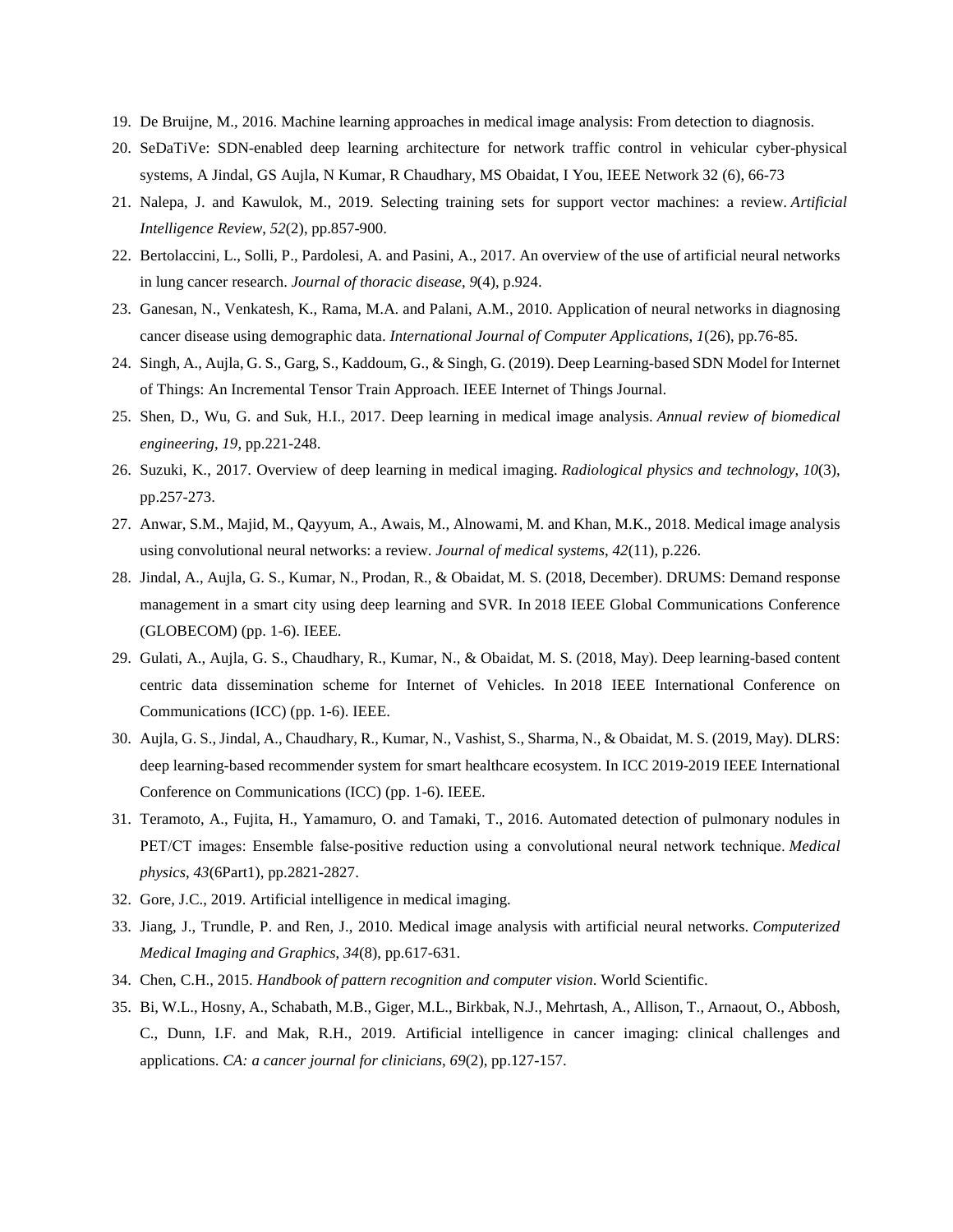19. De Bruijne, M., 2016. Machine learning approaches in medical image analysis: From detection to diagnosis.
20. SeDaTiVe: SDN-enabled deep learning architecture for network traffic control in vehicular cyber-physical systems, A Jindal, GS Aujla, N Kumar, R Chaudhary, MS Obaidat, I You, IEEE Network 32 (6), 66-73
21. Nalepa, J. and Kawulok, M., 2019. Selecting training sets for support vector machines: a review. *Artificial Intelligence Review*, *52*(2), pp.857-900.
22. Bertolaccini, L., Solli, P., Pardolesi, A. and Pasini, A., 2017. An overview of the use of artificial neural networks in lung cancer research. *Journal of thoracic disease*, *9*(4), p.924.
23. Ganesan, N., Venkatesh, K., Rama, M.A. and Palani, A.M., 2010. Application of neural networks in diagnosing cancer disease using demographic data. *International Journal of Computer Applications*, *1*(26), pp.76-85.
24. Singh, A., Aujla, G. S., Garg, S., Kaddoum, G., & Singh, G. (2019). Deep Learning-based SDN Model for Internet of Things: An Incremental Tensor Train Approach. IEEE Internet of Things Journal.
25. Shen, D., Wu, G. and Suk, H.I., 2017. Deep learning in medical image analysis. *Annual review of biomedical engineering*, *19*, pp.221-248.
26. Suzuki, K., 2017. Overview of deep learning in medical imaging. *Radiological physics and technology*, *10*(3), pp.257-273.
27. Anwar, S.M., Majid, M., Qayyum, A., Awais, M., Alnowami, M. and Khan, M.K., 2018. Medical image analysis using convolutional neural networks: a review. *Journal of medical systems*, *42*(11), p.226.
28. Jindal, A., Aujla, G. S., Kumar, N., Prodan, R., & Obaidat, M. S. (2018, December). DRUMS: Demand response management in a smart city using deep learning and SVR. In 2018 IEEE Global Communications Conference (GLOBECOM) (pp. 1-6). IEEE.
29. Gulati, A., Aujla, G. S., Chaudhary, R., Kumar, N., & Obaidat, M. S. (2018, May). Deep learning-based content centric data dissemination scheme for Internet of Vehicles. In 2018 IEEE International Conference on Communications (ICC) (pp. 1-6). IEEE.
30. Aujla, G. S., Jindal, A., Chaudhary, R., Kumar, N., Vashist, S., Sharma, N., & Obaidat, M. S. (2019, May). DLRS: deep learning-based recommender system for smart healthcare ecosystem. In ICC 2019-2019 IEEE International Conference on Communications (ICC) (pp. 1-6). IEEE.
31. Teramoto, A., Fujita, H., Yamamuro, O. and Tamaki, T., 2016. Automated detection of pulmonary nodules in PET/CT images: Ensemble false‐positive reduction using a convolutional neural network technique. *Medical physics*, *43*(6Part1), pp.2821-2827.
32. Gore, J.C., 2019. Artificial intelligence in medical imaging.
33. Jiang, J., Trundle, P. and Ren, J., 2010. Medical image analysis with artificial neural networks. *Computerized Medical Imaging and Graphics*, *34*(8), pp.617-631.
34. Chen, C.H., 2015. *Handbook of pattern recognition and computer vision*. World Scientific.
35. Bi, W.L., Hosny, A., Schabath, M.B., Giger, M.L., Birkbak, N.J., Mehrtash, A., Allison, T., Arnaout, O., Abbosh, C., Dunn, I.F. and Mak, R.H., 2019. Artificial intelligence in cancer imaging: clinical challenges and applications. *CA: a cancer journal for clinicians*, *69*(2), pp.127-157.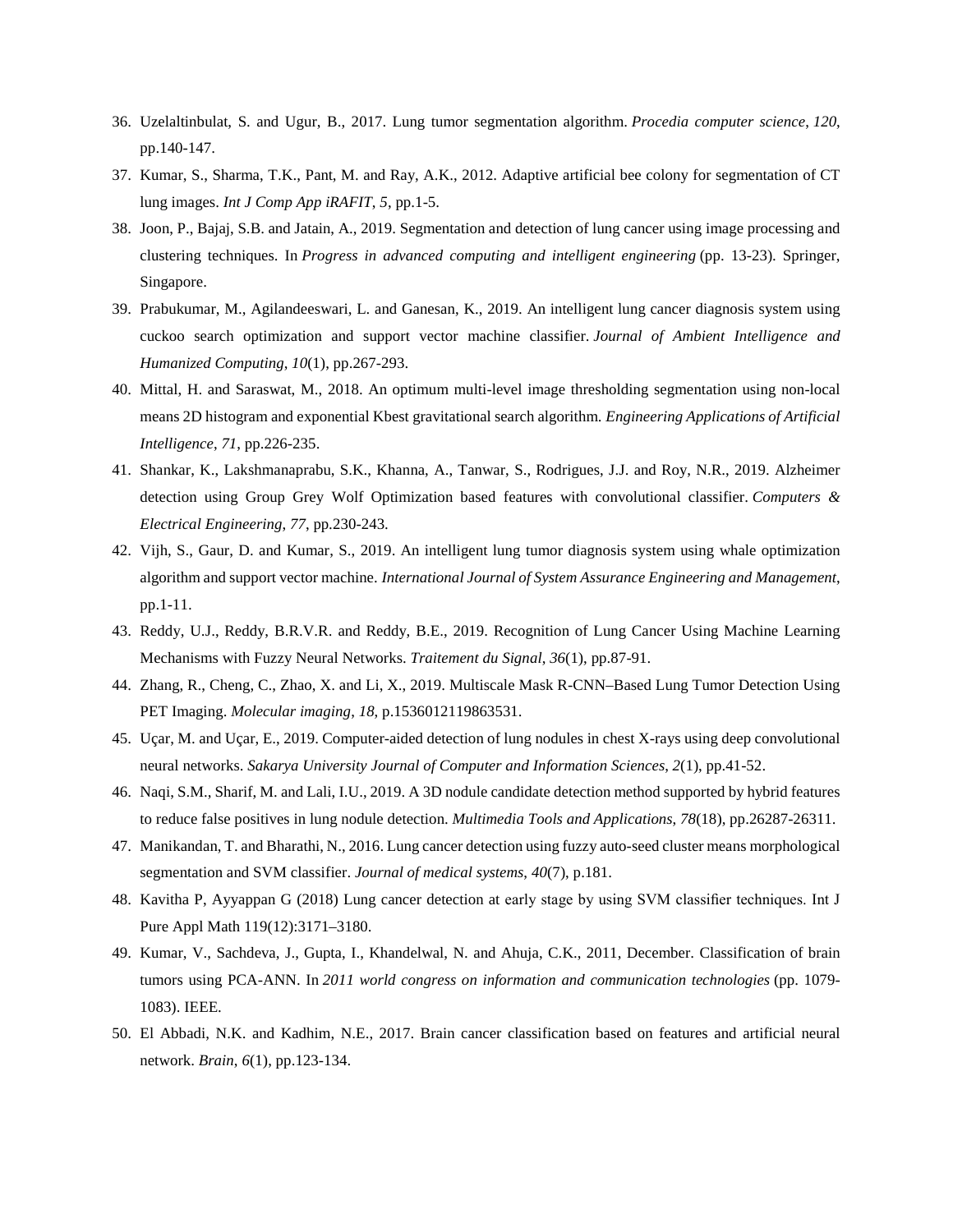36. Uzelaltinbulat, S. and Ugur, B., 2017. Lung tumor segmentation algorithm. *Procedia computer science*, *120*, pp.140-147.
37. Kumar, S., Sharma, T.K., Pant, M. and Ray, A.K., 2012. Adaptive artificial bee colony for segmentation of CT lung images. *Int J Comp App iRAFIT*, *5*, pp.1-5.
38. Joon, P., Bajaj, S.B. and Jatain, A., 2019. Segmentation and detection of lung cancer using image processing and clustering techniques. In *Progress in advanced computing and intelligent engineering* (pp. 13-23). Springer, Singapore.
39. Prabukumar, M., Agilandeeswari, L. and Ganesan, K., 2019. An intelligent lung cancer diagnosis system using cuckoo search optimization and support vector machine classifier. *Journal of Ambient Intelligence and Humanized Computing*, *10*(1), pp.267-293.
40. Mittal, H. and Saraswat, M., 2018. An optimum multi-level image thresholding segmentation using non-local means 2D histogram and exponential Kbest gravitational search algorithm. *Engineering Applications of Artificial Intelligence*, *71*, pp.226-235.
41. Shankar, K., Lakshmanaprabu, S.K., Khanna, A., Tanwar, S., Rodrigues, J.J. and Roy, N.R., 2019. Alzheimer detection using Group Grey Wolf Optimization based features with convolutional classifier. *Computers & Electrical Engineering*, *77*, pp.230-243.
42. Vijh, S., Gaur, D. and Kumar, S., 2019. An intelligent lung tumor diagnosis system using whale optimization algorithm and support vector machine. *International Journal of System Assurance Engineering and Management*, pp.1-11.
43. Reddy, U.J., Reddy, B.R.V.R. and Reddy, B.E., 2019. Recognition of Lung Cancer Using Machine Learning Mechanisms with Fuzzy Neural Networks. *Traitement du Signal*, *36*(1), pp.87-91.
44. Zhang, R., Cheng, C., Zhao, X. and Li, X., 2019. Multiscale Mask R-CNN–Based Lung Tumor Detection Using PET Imaging. *Molecular imaging*, *18*, p.1536012119863531.
45. Uçar, M. and Uçar, E., 2019. Computer-aided detection of lung nodules in chest X-rays using deep convolutional neural networks. *Sakarya University Journal of Computer and Information Sciences*, *2*(1), pp.41-52.
46. Naqi, S.M., Sharif, M. and Lali, I.U., 2019. A 3D nodule candidate detection method supported by hybrid features to reduce false positives in lung nodule detection. *Multimedia Tools and Applications*, *78*(18), pp.26287-26311.
47. Manikandan, T. and Bharathi, N., 2016. Lung cancer detection using fuzzy auto-seed cluster means morphological segmentation and SVM classifier. *Journal of medical systems*, *40*(7), p.181.
48. Kavitha P, Ayyappan G (2018) Lung cancer detection at early stage by using SVM classifier techniques. Int J Pure Appl Math 119(12):3171–3180.
49. Kumar, V., Sachdeva, J., Gupta, I., Khandelwal, N. and Ahuja, C.K., 2011, December. Classification of brain tumors using PCA-ANN. In *2011 world congress on information and communication technologies* (pp. 1079-1083). IEEE.
50. El Abbadi, N.K. and Kadhim, N.E., 2017. Brain cancer classification based on features and artificial neural network. *Brain*, *6*(1), pp.123-134.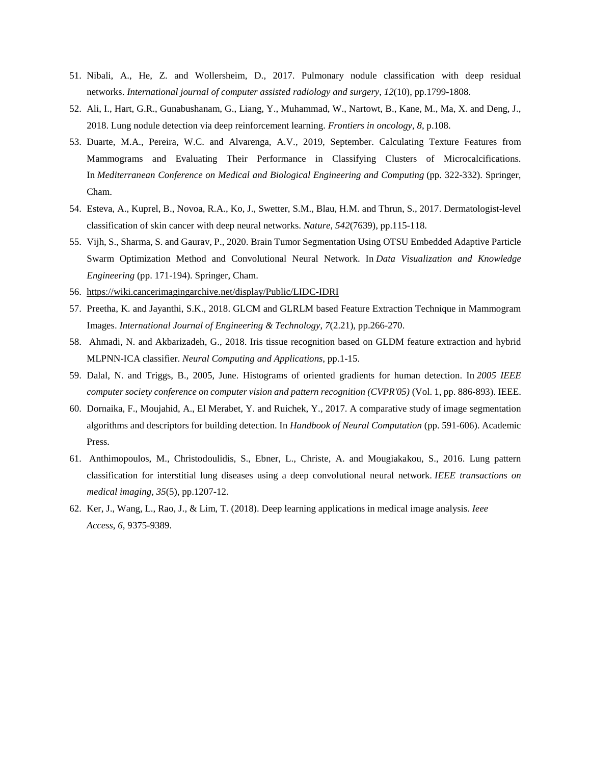51. Nibali, A., He, Z. and Wollersheim, D., 2017. Pulmonary nodule classification with deep residual networks. *International journal of computer assisted radiology and surgery*, *12*(10), pp.1799-1808.
52. Ali, I., Hart, G.R., Gunabushanam, G., Liang, Y., Muhammad, W., Nartowt, B., Kane, M., Ma, X. and Deng, J., 2018. Lung nodule detection via deep reinforcement learning. *Frontiers in oncology*, *8*, p.108.
53. Duarte, M.A., Pereira, W.C. and Alvarenga, A.V., 2019, September. Calculating Texture Features from Mammograms and Evaluating Their Performance in Classifying Clusters of Microcalcifications. In *Mediterranean Conference on Medical and Biological Engineering and Computing* (pp. 322-332). Springer, Cham.
54. Esteva, A., Kuprel, B., Novoa, R.A., Ko, J., Swetter, S.M., Blau, H.M. and Thrun, S., 2017. Dermatologist-level classification of skin cancer with deep neural networks. *Nature*, *542*(7639), pp.115-118.
55. Vijh, S., Sharma, S. and Gaurav, P., 2020. Brain Tumor Segmentation Using OTSU Embedded Adaptive Particle Swarm Optimization Method and Convolutional Neural Network. In *Data Visualization and Knowledge Engineering* (pp. 171-194). Springer, Cham.
56. https://wiki.cancerimagingarchive.net/display/Public/LIDC-IDRI
57. Preetha, K. and Jayanthi, S.K., 2018. GLCM and GLRLM based Feature Extraction Technique in Mammogram Images. *International Journal of Engineering & Technology*, *7*(2.21), pp.266-270.
58. Ahmadi, N. and Akbarizadeh, G., 2018. Iris tissue recognition based on GLDM feature extraction and hybrid MLPNN-ICA classifier. *Neural Computing and Applications*, pp.1-15.
59. Dalal, N. and Triggs, B., 2005, June. Histograms of oriented gradients for human detection. In *2005 IEEE computer society conference on computer vision and pattern recognition (CVPR'05)* (Vol. 1, pp. 886-893). IEEE.
60. Dornaika, F., Moujahid, A., El Merabet, Y. and Ruichek, Y., 2017. A comparative study of image segmentation algorithms and descriptors for building detection. In *Handbook of Neural Computation* (pp. 591-606). Academic Press.
61. Anthimopoulos, M., Christodoulidis, S., Ebner, L., Christe, A. and Mougiakakou, S., 2016. Lung pattern classification for interstitial lung diseases using a deep convolutional neural network. *IEEE transactions on medical imaging*, *35*(5), pp.1207-12.
62. Ker, J., Wang, L., Rao, J., & Lim, T. (2018). Deep learning applications in medical image analysis. *Ieee Access*, *6*, 9375-9389.